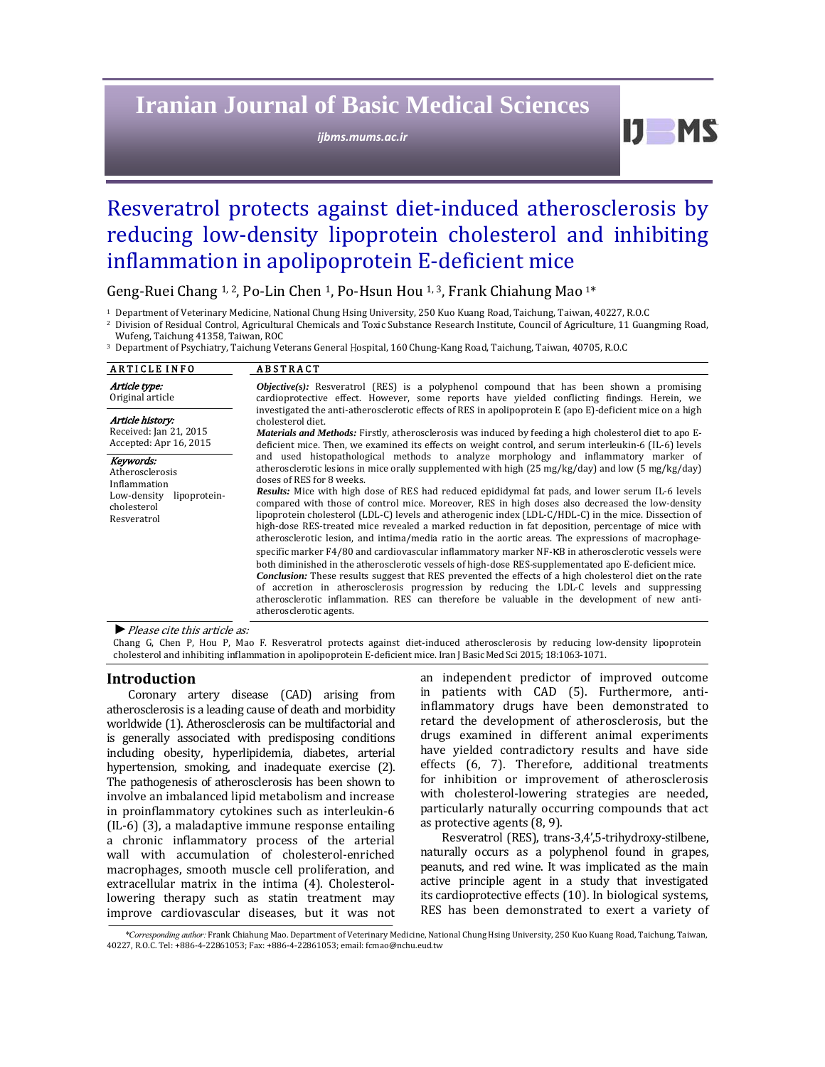# Resveratrol protects against diet-induced atherosclerosis by reducing low-density lipoprotein cholesterol and inhibiting inflammation in apolipoprotein E-deficient mice

Geng-Ruei Chang [1, 2], Po-Lin Chen [1], Po-Hsun Hou [1, 3], Frank Chiahung Mao [1]*

[1] Department of Veterinary Medicine, National Chung Hsing University, 250 Kuo Kuang Road, Taichung, Taiwan, 40227, R.O.C

[2] Division of Residual Control, Agricultural Chemicals and Toxic Substance Research Institute, Council of Agriculture, 11 Guangming Road, Wufeng, Taichung 41358, Taiwan, ROC

[3] Department of Psychiatry, Taichung Veterans General Hospital, 160 Chung-Kang Road, Taichung, Taiwan, 40705, R.O.C

**ARTICLE INFO**

***Article type:***
Original article

***Article history:***
Received: Jan 21, 2015
Accepted: Apr 16, 2015

***Keywords:***
Atherosclerosis
Inflammation
Low-density lipoprotein-cholesterol
Resveratrol

**ABSTRACT**

***Objective(s):*** Resveratrol (RES) is a polyphenol compound that has been shown a promising cardioprotective effect. However, some reports have yielded conflicting findings. Herein, we investigated the anti-atherosclerotic effects of RES in apolipoprotein E (apo E)-deficient mice on a high cholesterol diet.

***Materials and Methods:*** Firstly, atherosclerosis was induced by feeding a high cholesterol diet to apo E-deficient mice. Then, we examined its effects on weight control, and serum interleukin-6 (IL-6) levels and used histopathological methods to analyze morphology and inflammatory marker of atherosclerotic lesions in mice orally supplemented with high (25 mg/kg/day) and low (5 mg/kg/day) doses of RES for 8 weeks.

***Results:*** Mice with high dose of RES had reduced epididymal fat pads, and lower serum IL-6 levels compared with those of control mice. Moreover, RES in high doses also decreased the low-density lipoprotein cholesterol (LDL-C) levels and atherogenic index (LDL-C/HDL-C) in the mice. Dissection of high-dose RES-treated mice revealed a marked reduction in fat deposition, percentage of mice with atherosclerotic lesion, and intima/media ratio in the aortic areas. The expressions of macrophage-specific marker F4/80 and cardiovascular inflammatory marker NF-κB in atherosclerotic vessels were both diminished in the atherosclerotic vessels of high-dose RES-supplementated apo E-deficient mice.

***Conclusion:*** These results suggest that RES prevented the effects of a high cholesterol diet on the rate of accretion in atherosclerosis progression by reducing the LDL-C levels and suppressing atherosclerotic inflammation. RES can therefore be valuable in the development of new anti-atherosclerotic agents.

► *Please cite this article as:*

Chang G, Chen P, Hou P, Mao F. Resveratrol protects against diet-induced atherosclerosis by reducing low-density lipoprotein cholesterol and inhibiting inflammation in apolipoprotein E-deficient mice. Iran J Basic Med Sci 2015; 18:1063-1071.

## Introduction

Coronary artery disease (CAD) arising from atherosclerosis is a leading cause of death and morbidity worldwide (1). Atherosclerosis can be multifactorial and is generally associated with predisposing conditions including obesity, hyperlipidemia, diabetes, arterial hypertension, smoking, and inadequate exercise (2). The pathogenesis of atherosclerosis has been shown to involve an imbalanced lipid metabolism and increase in proinflammatory cytokines such as interleukin-6 (IL-6) (3), a maladaptive immune response entailing a chronic inflammatory process of the arterial wall with accumulation of cholesterol-enriched macrophages, smooth muscle cell proliferation, and extracellular matrix in the intima (4). Cholesterol-lowering therapy such as statin treatment may improve cardiovascular diseases, but it was not an independent predictor of improved outcome in patients with CAD (5). Furthermore, anti-inflammatory drugs have been demonstrated to retard the development of atherosclerosis, but the drugs examined in different animal experiments have yielded contradictory results and have side effects (6, 7). Therefore, additional treatments for inhibition or improvement of atherosclerosis with cholesterol-lowering strategies are needed, particularly naturally occurring compounds that act as protective agents (8, 9).

Resveratrol (RES), trans-3,4',5-trihydroxy-stilbene, naturally occurs as a polyphenol found in grapes, peanuts, and red wine. It was implicated as the main active principle agent in a study that investigated its cardioprotective effects (10). In biological systems, RES has been demonstrated to exert a variety of

*\*Corresponding author:* Frank Chiahung Mao. Department of Veterinary Medicine, National Chung Hsing University, 250 Kuo Kuang Road, Taichung, Taiwan, 40227, R.O.C. Tel: +886-4-22861053; Fax: +886-4-22861053; email: fcmao@nchu.eud.tw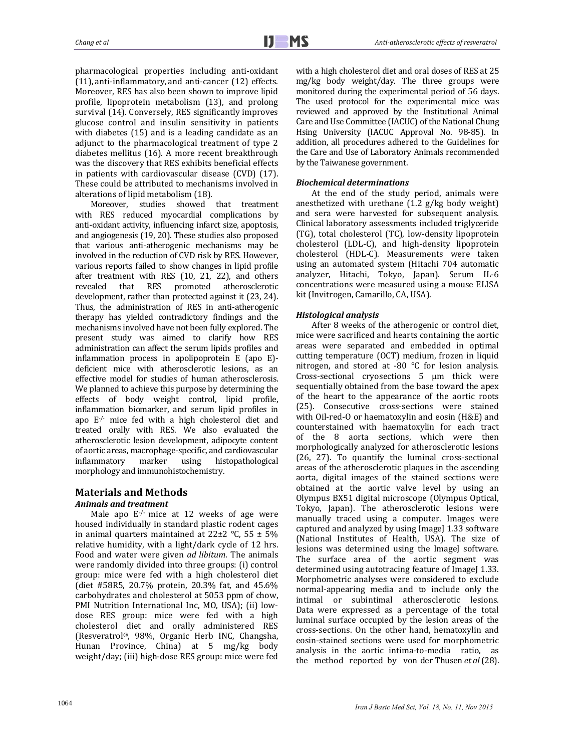pharmacological properties including anti-oxidant (11), anti-inflammatory, and anti-cancer (12) effects. Moreover, RES has also been shown to improve lipid profile, lipoprotein metabolism (13), and prolong survival (14). Conversely, RES significantly improves glucose control and insulin sensitivity in patients with diabetes (15) and is a leading candidate as an adjunct to the pharmacological treatment of type 2 diabetes mellitus (16). A more recent breakthrough was the discovery that RES exhibits beneficial effects in patients with cardiovascular disease (CVD) (17). These could be attributed to mechanisms involved in alterations of lipid metabolism (18).

Moreover, studies showed that treatment with RES reduced myocardial complications by anti-oxidant activity, influencing infarct size, apoptosis, and angiogenesis (19, 20). These studies also proposed that various anti-atherogenic mechanisms may be involved in the reduction of CVD risk by RES. However, various reports failed to show changes in lipid profile after treatment with RES (10, 21, 22), and others revealed that RES promoted atherosclerotic development, rather than protected against it (23, 24). Thus, the administration of RES in anti-atherogenic therapy has yielded contradictory findings and the mechanisms involved have not been fully explored. The present study was aimed to clarify how RES administration can affect the serum lipids profiles and inflammation process in apolipoprotein E (apo E)-deficient mice with atherosclerotic lesions, as an effective model for studies of human atherosclerosis. We planned to achieve this purpose by determining the effects of body weight control, lipid profile, inflammation biomarker, and serum lipid profiles in apo $E^{-/-}$ mice fed with a high cholesterol diet and treated orally with RES. We also evaluated the atherosclerotic lesion development, adipocyte content of aortic areas, macrophage-specific, and cardiovascular inflammatory marker using histopathological morphology and immunohistochemistry.

## Materials and Methods

### *Animals and treatment*

Male apo $E^{-/-}$ mice at 12 weeks of age were housed individually in standard plastic rodent cages in animal quarters maintained at 22±2 °C, 55 ± 5% relative humidity, with a light/dark cycle of 12 hrs. Food and water were given *ad libitum*. The animals were randomly divided into three groups: (i) control group: mice were fed with a high cholesterol diet (diet #58R5, 20.7% protein, 20.3% fat, and 45.6% carbohydrates and cholesterol at 5053 ppm of chow, PMI Nutrition International Inc, MO, USA); (ii) low-dose RES group: mice were fed with a high cholesterol diet and orally administered RES (Resveratrol®, 98%, Organic Herb INC, Changsha, Hunan Province, China) at 5 mg/kg body weight/day; (iii) high-dose RES group: mice were fed with a high cholesterol diet and oral doses of RES at 25 mg/kg body weight/day. The three groups were monitored during the experimental period of 56 days. The used protocol for the experimental mice was reviewed and approved by the Institutional Animal Care and Use Committee (IACUC) of the National Chung Hsing University (IACUC Approval No. 98-85). In addition, all procedures adhered to the Guidelines for the Care and Use of Laboratory Animals recommended by the Taiwanese government.

### *Biochemical determinations*

At the end of the study period, animals were anesthetized with urethane (1.2 g/kg body weight) and sera were harvested for subsequent analysis. Clinical laboratory assessments included triglyceride (TG), total cholesterol (TC), low-density lipoprotein cholesterol (LDL-C), and high-density lipoprotein cholesterol (HDL-C). Measurements were taken using an automated system (Hitachi 704 automatic analyzer, Hitachi, Tokyo, Japan). Serum IL-6 concentrations were measured using a mouse ELISA kit (Invitrogen, Camarillo, CA, USA).

### *Histological analysis*

After 8 weeks of the atherogenic or control diet, mice were sacrificed and hearts containing the aortic areas were separated and embedded in optimal cutting temperature (OCT) medium, frozen in liquid nitrogen, and stored at -80 °C for lesion analysis. Cross-sectional cryosections 5 μm thick were sequentially obtained from the base toward the apex of the heart to the appearance of the aortic roots (25). Consecutive cross-sections were stained with Oil-red-O or haematoxylin and eosin (H&E) and counterstained with haematoxylin for each tract of the 8 aorta sections, which were then morphologically analyzed for atherosclerotic lesions (26, 27). To quantify the luminal cross-sectional areas of the atherosclerotic plaques in the ascending aorta, digital images of the stained sections were obtained at the aortic valve level by using an Olympus BX51 digital microscope (Olympus Optical, Tokyo, Japan). The atherosclerotic lesions were manually traced using a computer. Images were captured and analyzed by using ImageJ 1.33 software (National Institutes of Health, USA). The size of lesions was determined using the ImageJ software. The surface area of the aortic segment was determined using autotracing feature of ImageJ 1.33. Morphometric analyses were considered to exclude normal-appearing media and to include only the intimal or subintimal atherosclerotic lesions. Data were expressed as a percentage of the total luminal surface occupied by the lesion areas of the cross-sections. On the other hand, hematoxylin and eosin-stained sections were used for morphometric analysis in the aortic intima-to-media ratio, as the method reported by von der Thusen *et al* (28).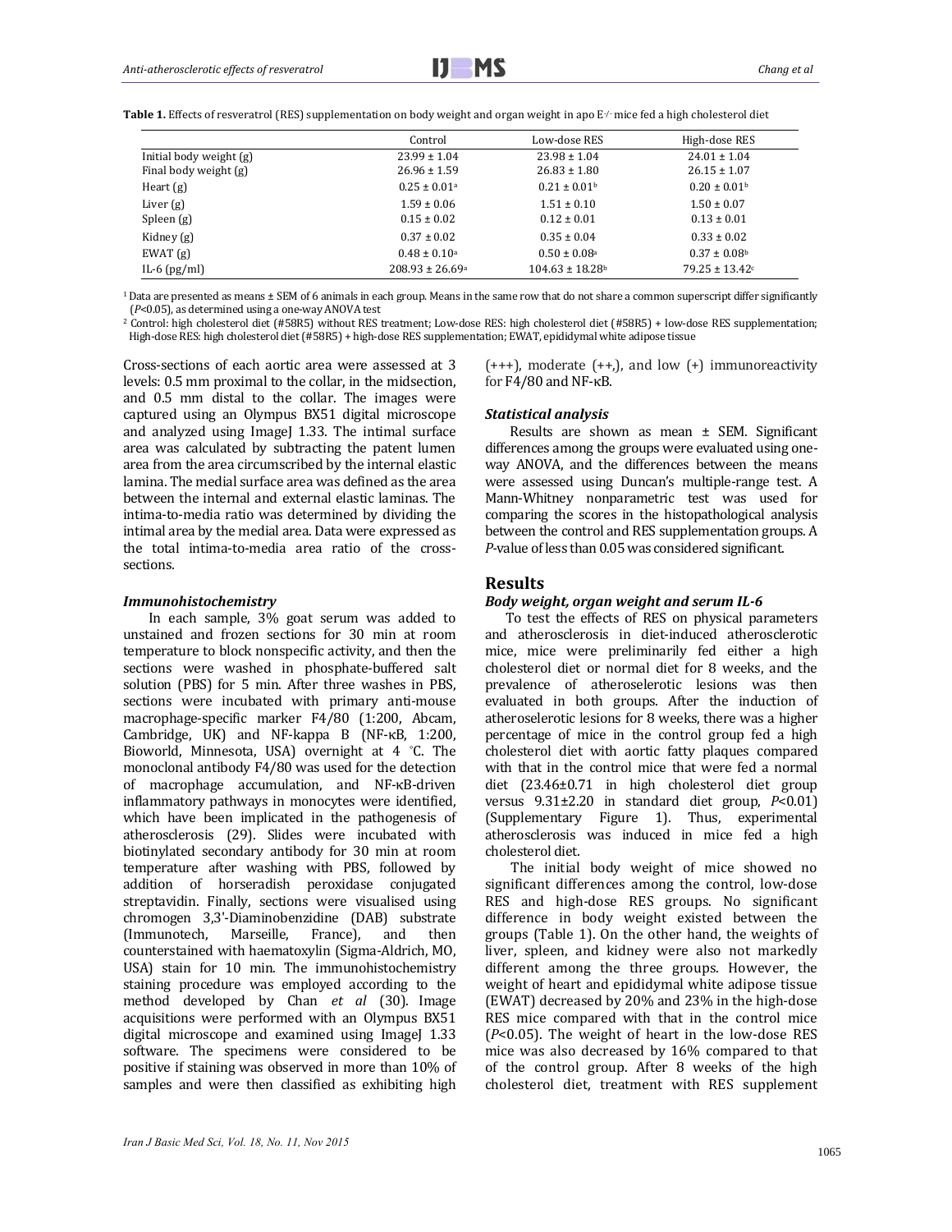**Table 1.** Effects of resveratrol (RES) supplementation on body weight and organ weight in apo E$^{-/-}$ mice fed a high cholesterol diet

| | Control | Low-dose RES | High-dose RES |
|---|---|---|---|
| Initial body weight (g) | 23.99 ± 1.04 | 23.98 ± 1.04 | 24.01 ± 1.04 |
| Final body weight (g) | 26.96 ± 1.59 | 26.83 ± 1.80 | 26.15 ± 1.07 |
| Heart (g) | 0.25 ± 0.01[a] | 0.21 ± 0.01[b] | 0.20 ± 0.01[b] |
| Liver (g) | 1.59 ± 0.06 | 1.51 ± 0.10 | 1.50 ± 0.07 |
| Spleen (g) | 0.15 ± 0.02 | 0.12 ± 0.01 | 0.13 ± 0.01 |
| Kidney (g) | 0.37 ± 0.02 | 0.35 ± 0.04 | 0.33 ± 0.02 |
| EWAT (g) | 0.48 ± 0.10[a] | 0.50 ± 0.08[a] | 0.37 ± 0.08[b] |
| IL-6 (pg/ml) | 208.93 ± 26.69[a] | 104.63 ± 18.28[b] | 79.25 ± 13.42[c] |

[1] Data are presented as means ± SEM of 6 animals in each group. Means in the same row that do not share a common superscript differ significantly ($P$<0.05), as determined using a one-way ANOVA test

[2] Control: high cholesterol diet (#58R5) without RES treatment; Low-dose RES: high cholesterol diet (#58R5) + low-dose RES supplementation; High-dose RES: high cholesterol diet (#58R5) + high-dose RES supplementation; EWAT, epididymal white adipose tissue

Cross-sections of each aortic area were assessed at 3 levels: 0.5 mm proximal to the collar, in the midsection, and 0.5 mm distal to the collar. The images were captured using an Olympus BX51 digital microscope and analyzed using ImageJ 1.33. The intimal surface area was calculated by subtracting the patent lumen area from the area circumscribed by the internal elastic lamina. The medial surface area was defined as the area between the internal and external elastic laminas. The intima-to-media ratio was determined by dividing the intimal area by the medial area. Data were expressed as the total intima-to-media area ratio of the cross-sections.

### *Immunohistochemistry*

In each sample, 3% goat serum was added to unstained and frozen sections for 30 min at room temperature to block nonspecific activity, and then the sections were washed in phosphate-buffered salt solution (PBS) for 5 min. After three washes in PBS, sections were incubated with primary anti-mouse macrophage-specific marker F4/80 (1:200, Abcam, Cambridge, UK) and NF-kappa B (NF-κB, 1:200, Bioworld, Minnesota, USA) overnight at 4 °C. The monoclonal antibody F4/80 was used for the detection of macrophage accumulation, and NF-κB-driven inflammatory pathways in monocytes were identified, which have been implicated in the pathogenesis of atherosclerosis (29). Slides were incubated with biotinylated secondary antibody for 30 min at room temperature after washing with PBS, followed by addition of horseradish peroxidase conjugated streptavidin. Finally, sections were visualised using chromogen 3,3'-Diaminobenzidine (DAB) substrate (Immunotech, Marseille, France), and then counterstained with haematoxylin (Sigma-Aldrich, MO, USA) stain for 10 min. The immunohistochemistry staining procedure was employed according to the method developed by Chan *et al* (30). Image acquisitions were performed with an Olympus BX51 digital microscope and examined using ImageJ 1.33 software. The specimens were considered to be positive if staining was observed in more than 10% of samples and were then classified as exhibiting high (+++), moderate (++,), and low (+) immunoreactivity for F4/80 and NF-κB.

### *Statistical analysis*

Results are shown as mean ± SEM. Significant differences among the groups were evaluated using one-way ANOVA, and the differences between the means were assessed using Duncan's multiple-range test. A Mann-Whitney nonparametric test was used for comparing the scores in the histopathological analysis between the control and RES supplementation groups. A $P$-value of less than 0.05 was considered significant.

## Results

### *Body weight, organ weight and serum IL-6*

To test the effects of RES on physical parameters and atherosclerosis in diet-induced atherosclerotic mice, mice were preliminarily fed either a high cholesterol diet or normal diet for 8 weeks, and the prevalence of atheroselerotic lesions was then evaluated in both groups. After the induction of atheroselerotic lesions for 8 weeks, there was a higher percentage of mice in the control group fed a high cholesterol diet with aortic fatty plaques compared with that in the control mice that were fed a normal diet (23.46±0.71 in high cholesterol diet group versus 9.31±2.20 in standard diet group, $P$<0.01) (Supplementary Figure 1). Thus, experimental atherosclerosis was induced in mice fed a high cholesterol diet.

The initial body weight of mice showed no significant differences among the control, low-dose RES and high-dose RES groups. No significant difference in body weight existed between the groups (Table 1). On the other hand, the weights of liver, spleen, and kidney were also not markedly different among the three groups. However, the weight of heart and epididymal white adipose tissue (EWAT) decreased by 20% and 23% in the high-dose RES mice compared with that in the control mice ($P$<0.05). The weight of heart in the low-dose RES mice was also decreased by 16% compared to that of the control group. After 8 weeks of the high cholesterol diet, treatment with RES supplement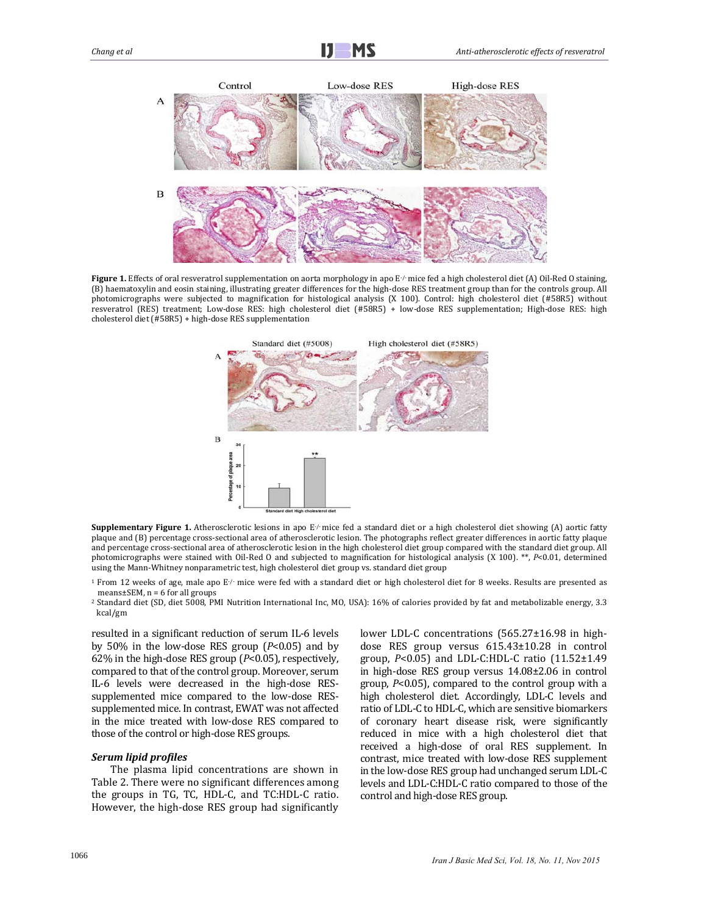**Figure 1.** Effects of oral resveratrol supplementation on aorta morphology in apo $E^{-/-}$ mice fed a high cholesterol diet (A) Oil-Red O staining, (B) haematoxylin and eosin staining, illustrating greater differences for the high-dose RES treatment group than for the controls group. All photomicrographs were subjected to magnification for histological analysis (X 100). Control: high cholesterol diet (#58R5) without resveratrol (RES) treatment; Low-dose RES: high cholesterol diet (#58R5) + low-dose RES supplementation; High-dose RES: high cholesterol diet (#58R5) + high-dose RES supplementation

**Supplementary Figure 1.** Atherosclerotic lesions in apo $E^{-/-}$ mice fed a standard diet or a high cholesterol diet showing (A) aortic fatty plaque and (B) percentage cross-sectional area of atherosclerotic lesion. The photographs reflect greater differences in aortic fatty plaque and percentage cross-sectional area of atherosclerotic lesion in the high cholesterol diet group compared with the standard diet group. All photomicrographs were stained with Oil-Red O and subjected to magnification for histological analysis (X 100). **, *P*<0.01, determined using the Mann-Whitney nonparametric test, high cholesterol diet group vs. standard diet group

[1] From 12 weeks of age, male apo $E^{-/-}$ mice were fed with a standard diet or high cholesterol diet for 8 weeks. Results are presented as means±SEM, n = 6 for all groups

[2] Standard diet (SD, diet 5008, PMI Nutrition International Inc, MO, USA): 16% of calories provided by fat and metabolizable energy, 3.3 kcal/gm

resulted in a significant reduction of serum IL-6 levels by 50% in the low-dose RES group (*P*<0.05) and by 62% in the high-dose RES group (*P*<0.05), respectively, compared to that of the control group. Moreover, serum IL-6 levels were decreased in the high-dose RES-supplemented mice compared to the low-dose RES-supplemented mice. In contrast, EWAT was not affected in the mice treated with low-dose RES compared to those of the control or high-dose RES groups.

### *Serum lipid profiles*

The plasma lipid concentrations are shown in Table 2. There were no significant differences among the groups in TG, TC, HDL-C, and TC:HDL-C ratio. However, the high-dose RES group had significantly lower LDL-C concentrations (565.27±16.98 in high-dose RES group versus 615.43±10.28 in control group, *P*<0.05) and LDL-C:HDL-C ratio (11.52±1.49 in high-dose RES group versus 14.08±2.06 in control group, *P*<0.05), compared to the control group with a high cholesterol diet. Accordingly, LDL-C levels and ratio of LDL-C to HDL-C, which are sensitive biomarkers of coronary heart disease risk, were significantly reduced in mice with a high cholesterol diet that received a high-dose of oral RES supplement. In contrast, mice treated with low-dose RES supplement in the low-dose RES group had unchanged serum LDL-C levels and LDL-C:HDL-C ratio compared to those of the control and high-dose RES group.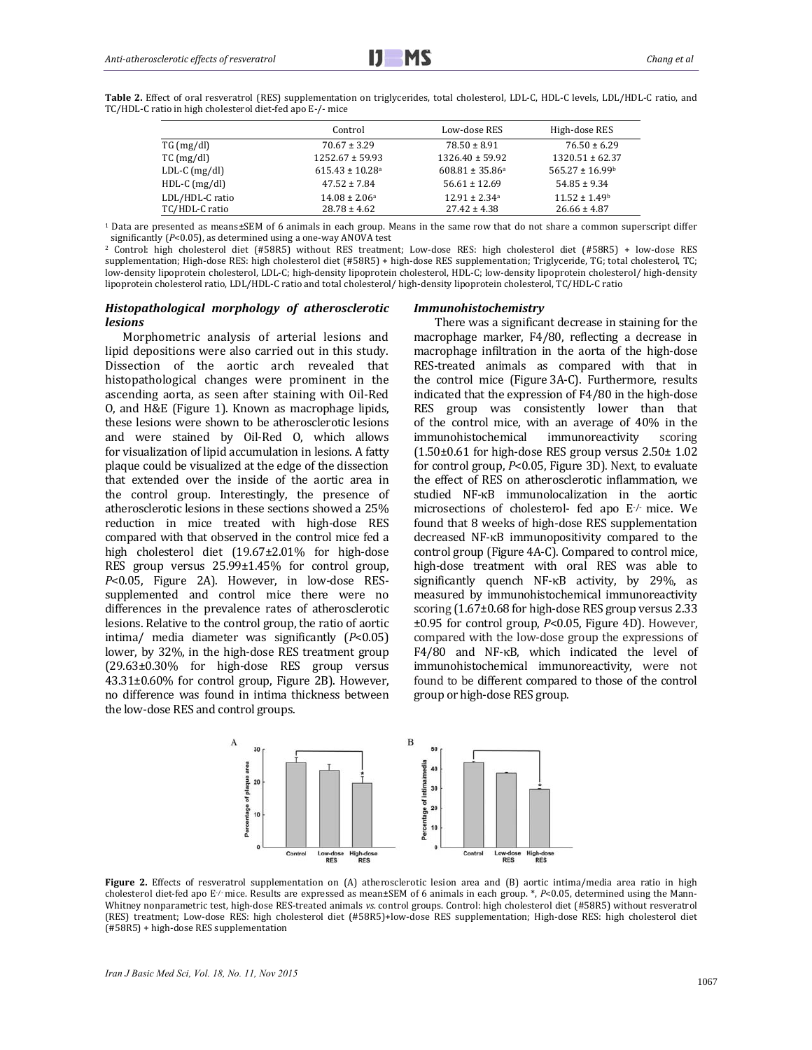**Table 2.** Effect of oral resveratrol (RES) supplementation on triglycerides, total cholesterol, LDL-C, HDL-C levels, LDL/HDL-C ratio, and TC/HDL-C ratio in high cholesterol diet-fed apo E-/- mice

| | Control | Low-dose RES | High-dose RES |
|---|---|---|---|
| TG (mg/dl) | 70.67 ± 3.29 | 78.50 ± 8.91 | 76.50 ± 6.29 |
| TC (mg/dl) | 1252.67 ± 59.93 | 1326.40 ± 59.92 | 1320.51 ± 62.37 |
| LDL-C (mg/dl) | 615.43 ± 10.28[a] | 608.81 ± 35.86[a] | 565.27 ± 16.99[b] |
| HDL-C (mg/dl) | 47.52 ± 7.84 | 56.61 ± 12.69 | 54.85 ± 9.34 |
| LDL/HDL-C ratio | 14.08 ± 2.06[a] | 12.91 ± 2.34[a] | 11.52 ± 1.49[b] |
| TC/HDL-C ratio | 28.78 ± 4.62 | 27.42 ± 4.38 | 26.66 ± 4.87 |

[1] Data are presented as means±SEM of 6 animals in each group. Means in the same row that do not share a common superscript differ significantly ($P$<0.05), as determined using a one-way ANOVA test

[2] Control: high cholesterol diet (#58R5) without RES treatment; Low-dose RES: high cholesterol diet (#58R5) + low-dose RES supplementation; High-dose RES: high cholesterol diet (#58R5) + high-dose RES supplementation; Triglyceride, TG; total cholesterol, TC; low-density lipoprotein cholesterol, LDL-C; high-density lipoprotein cholesterol, HDL-C; low-density lipoprotein cholesterol/ high-density lipoprotein cholesterol ratio, LDL/HDL-C ratio and total cholesterol/ high-density lipoprotein cholesterol, TC/HDL-C ratio

### *Histopathological morphology of atherosclerotic lesions*

Morphometric analysis of arterial lesions and lipid depositions were also carried out in this study. Dissection of the aortic arch revealed that histopathological changes were prominent in the ascending aorta, as seen after staining with Oil-Red O, and H&E (Figure 1). Known as macrophage lipids, these lesions were shown to be atherosclerotic lesions and were stained by Oil-Red O, which allows for visualization of lipid accumulation in lesions. A fatty plaque could be visualized at the edge of the dissection that extended over the inside of the aortic area in the control group. Interestingly, the presence of atherosclerotic lesions in these sections showed a 25% reduction in mice treated with high-dose RES compared with that observed in the control mice fed a high cholesterol diet (19.67±2.01% for high-dose RES group versus 25.99±1.45% for control group, $P$<0.05, Figure 2A). However, in low-dose RES-supplemented and control mice there were no differences in the prevalence rates of atherosclerotic lesions. Relative to the control group, the ratio of aortic intima/ media diameter was significantly ($P$<0.05) lower, by 32%, in the high-dose RES treatment group (29.63±0.30% for high-dose RES group versus 43.31±0.60% for control group, Figure 2B). However, no difference was found in intima thickness between the low-dose RES and control groups.

### *Immunohistochemistry*

There was a significant decrease in staining for the macrophage marker, F4/80, reflecting a decrease in macrophage infiltration in the aorta of the high-dose RES-treated animals as compared with that in the control mice (Figure 3A-C). Furthermore, results indicated that the expression of F4/80 in the high-dose RES group was consistently lower than that of the control mice, with an average of 40% in the immunohistochemical immunoreactivity scoring (1.50±0.61 for high-dose RES group versus 2.50± 1.02 for control group, $P$<0.05, Figure 3D). Next, to evaluate the effect of RES on atherosclerotic inflammation, we studied NF-κB immunolocalization in the aortic microsections of cholesterol- fed apo $E^{-/-}$ mice. We found that 8 weeks of high-dose RES supplementation decreased NF-κB immunopositivity compared to the control group (Figure 4A-C). Compared to control mice, high-dose treatment with oral RES was able to significantly quench NF-κB activity, by 29%, as measured by immunohistochemical immunoreactivity scoring (1.67±0.68 for high-dose RES group versus 2.33 ±0.95 for control group, $P$<0.05, Figure 4D). However, compared with the low-dose group the expressions of F4/80 and NF-κB, which indicated the level of immunohistochemical immunoreactivity, were not found to be different compared to those of the control group or high-dose RES group.

**Figure 2.** Effects of resveratrol supplementation on (A) atherosclerotic lesion area and (B) aortic intima/media area ratio in high cholesterol diet-fed apo $E^{-/-}$ mice. Results are expressed as mean±SEM of 6 animals in each group. *, $P$<0.05, determined using the Mann-Whitney nonparametric test, high-dose RES-treated animals *vs.* control groups. Control: high cholesterol diet (#58R5) without resveratrol (RES) treatment; Low-dose RES: high cholesterol diet (#58R5)+low-dose RES supplementation; High-dose RES: high cholesterol diet (#58R5) + high-dose RES supplementation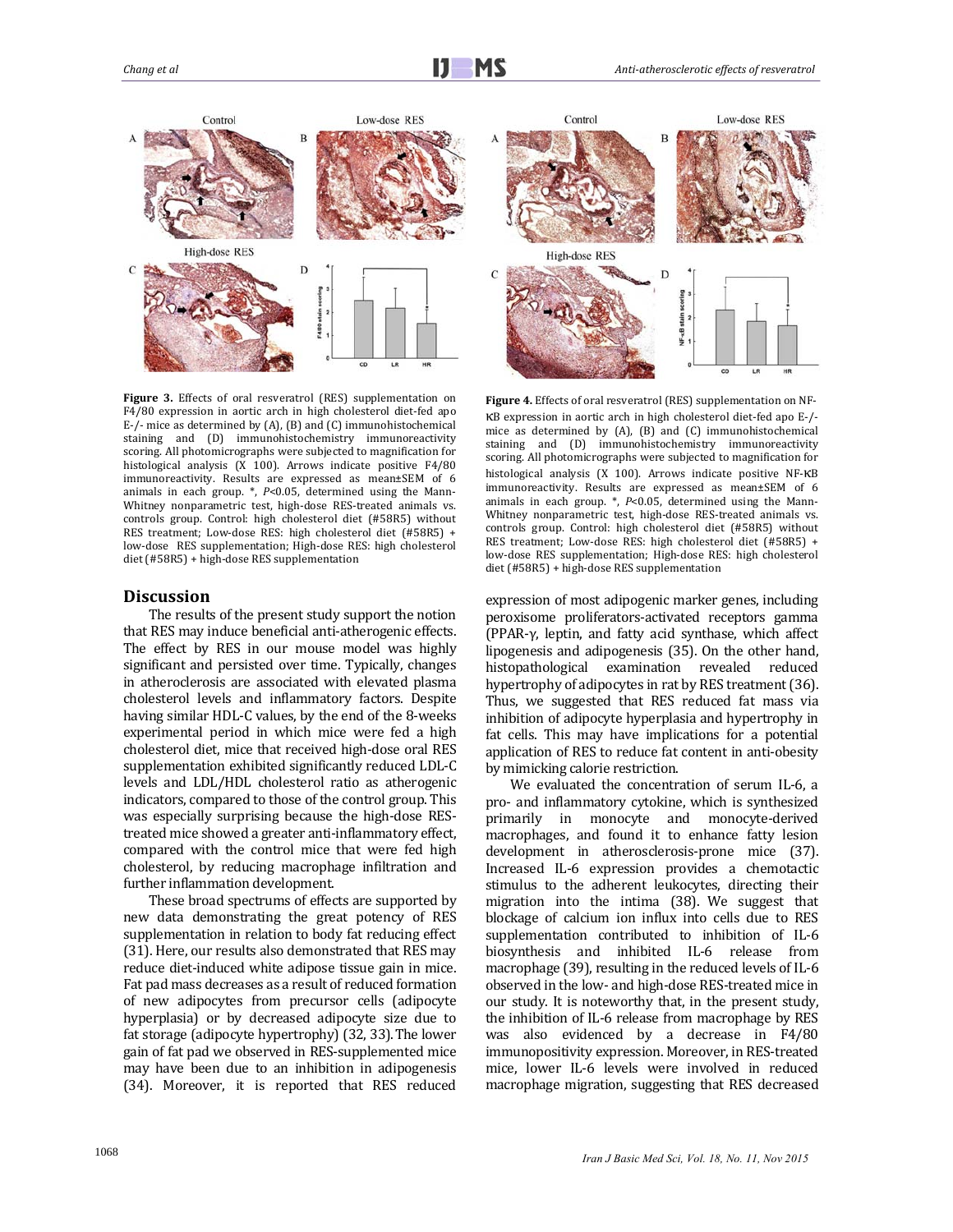**Figure 3.** Effects of oral resveratrol (RES) supplementation on F4/80 expression in aortic arch in high cholesterol diet-fed apo E-/- mice as determined by (A), (B) and (C) immunohistochemical staining and (D) immunohistochemistry immunoreactivity scoring. All photomicrographs were subjected to magnification for histological analysis (X 100). Arrows indicate positive F4/80 immunoreactivity. Results are expressed as mean±SEM of 6 animals in each group. *, $P<0.05$, determined using the Mann-Whitney nonparametric test, high-dose RES-treated animals vs. controls group. Control: high cholesterol diet (#58R5) without RES treatment; Low-dose RES: high cholesterol diet (#58R5) + low-dose RES supplementation; High-dose RES: high cholesterol diet (#58R5) + high-dose RES supplementation

**Figure 4.** Effects of oral resveratrol (RES) supplementation on NF-κB expression in aortic arch in high cholesterol diet-fed apo E-/- mice as determined by (A), (B) and (C) immunohistochemical staining and (D) immunohistochemistry immunoreactivity scoring. All photomicrographs were subjected to magnification for histological analysis (X 100). Arrows indicate positive NF-κB immunoreactivity. Results are expressed as mean±SEM of 6 animals in each group. *, $P<0.05$, determined using the Mann-Whitney nonparametric test, high-dose RES-treated animals vs. controls group. Control: high cholesterol diet (#58R5) without RES treatment; Low-dose RES: high cholesterol diet (#58R5) + low-dose RES supplementation; High-dose RES: high cholesterol diet (#58R5) + high-dose RES supplementation

## Discussion

The results of the present study support the notion that RES may induce beneficial anti-atherogenic effects. The effect by RES in our mouse model was highly significant and persisted over time. Typically, changes in atheroclerosis are associated with elevated plasma cholesterol levels and inflammatory factors. Despite having similar HDL-C values, by the end of the 8-weeks experimental period in which mice were fed a high cholesterol diet, mice that received high-dose oral RES supplementation exhibited significantly reduced LDL-C levels and LDL/HDL cholesterol ratio as atherogenic indicators, compared to those of the control group. This was especially surprising because the high-dose RES-treated mice showed a greater anti-inflammatory effect, compared with the control mice that were fed high cholesterol, by reducing macrophage infiltration and further inflammation development.

These broad spectrums of effects are supported by new data demonstrating the great potency of RES supplementation in relation to body fat reducing effect (31). Here, our results also demonstrated that RES may reduce diet-induced white adipose tissue gain in mice. Fat pad mass decreases as a result of reduced formation of new adipocytes from precursor cells (adipocyte hyperplasia) or by decreased adipocyte size due to fat storage (adipocyte hypertrophy) (32, 33). The lower gain of fat pad we observed in RES-supplemented mice may have been due to an inhibition in adipogenesis (34). Moreover, it is reported that RES reduced expression of most adipogenic marker genes, including peroxisome proliferators-activated receptors gamma (PPAR-γ, leptin, and fatty acid synthase, which affect lipogenesis and adipogenesis (35). On the other hand, histopathological examination revealed reduced hypertrophy of adipocytes in rat by RES treatment (36). Thus, we suggested that RES reduced fat mass via inhibition of adipocyte hyperplasia and hypertrophy in fat cells. This may have implications for a potential application of RES to reduce fat content in anti-obesity by mimicking calorie restriction.

We evaluated the concentration of serum IL-6, a pro- and inflammatory cytokine, which is synthesized primarily in monocyte and monocyte-derived macrophages, and found it to enhance fatty lesion development in atherosclerosis-prone mice (37). Increased IL-6 expression provides a chemotactic stimulus to the adherent leukocytes, directing their migration into the intima (38). We suggest that blockage of calcium ion influx into cells due to RES supplementation contributed to inhibition of IL-6 biosynthesis and inhibited IL-6 release from macrophage (39), resulting in the reduced levels of IL-6 observed in the low- and high-dose RES-treated mice in our study. It is noteworthy that, in the present study, the inhibition of IL-6 release from macrophage by RES was also evidenced by a decrease in F4/80 immunopositivity expression. Moreover, in RES-treated mice, lower IL-6 levels were involved in reduced macrophage migration, suggesting that RES decreased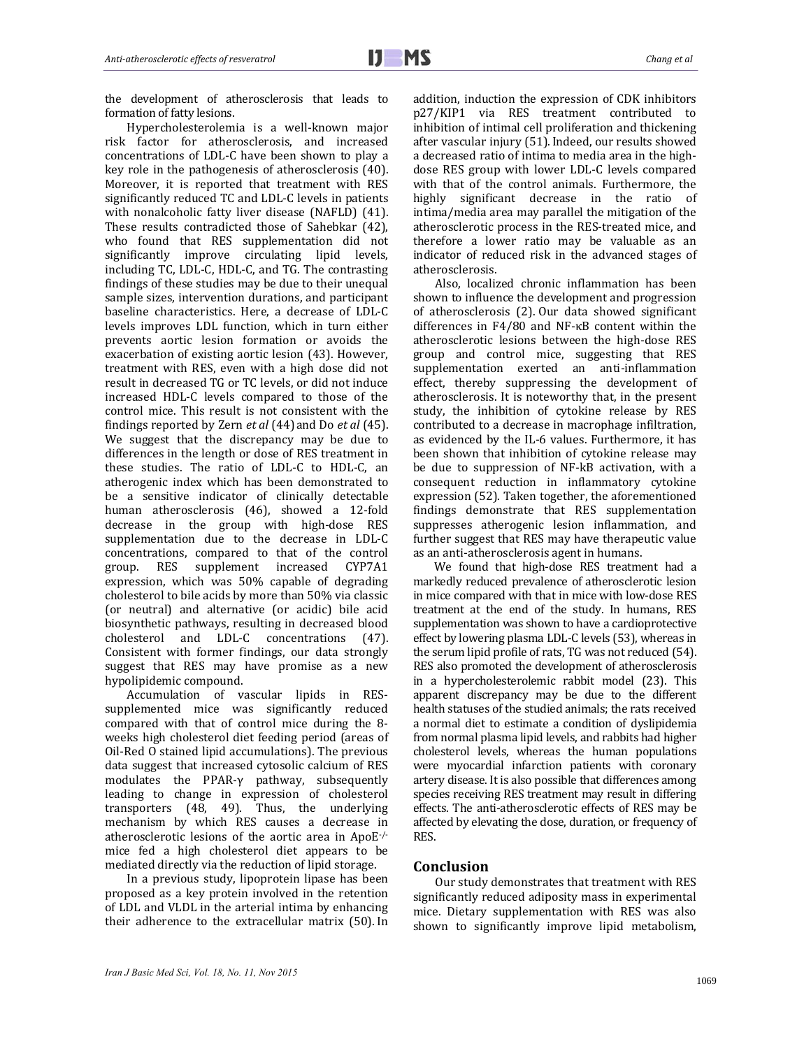the development of atherosclerosis that leads to formation of fatty lesions.

Hypercholesterolemia is a well-known major risk factor for atherosclerosis, and increased concentrations of LDL-C have been shown to play a key role in the pathogenesis of atherosclerosis (40). Moreover, it is reported that treatment with RES significantly reduced TC and LDL-C levels in patients with nonalcoholic fatty liver disease (NAFLD) (41). These results contradicted those of Sahebkar (42), who found that RES supplementation did not significantly improve circulating lipid levels, including TC, LDL-C, HDL-C, and TG. The contrasting findings of these studies may be due to their unequal sample sizes, intervention durations, and participant baseline characteristics. Here, a decrease of LDL-C levels improves LDL function, which in turn either prevents aortic lesion formation or avoids the exacerbation of existing aortic lesion (43). However, treatment with RES, even with a high dose did not result in decreased TG or TC levels, or did not induce increased HDL-C levels compared to those of the control mice. This result is not consistent with the findings reported by Zern *et al* (44) and Do *et al* (45). We suggest that the discrepancy may be due to differences in the length or dose of RES treatment in these studies. The ratio of LDL-C to HDL-C, an atherogenic index which has been demonstrated to be a sensitive indicator of clinically detectable human atherosclerosis (46), showed a 12-fold decrease in the group with high-dose RES supplementation due to the decrease in LDL-C concentrations, compared to that of the control group. RES supplement increased CYP7A1 expression, which was 50% capable of degrading cholesterol to bile acids by more than 50% via classic (or neutral) and alternative (or acidic) bile acid biosynthetic pathways, resulting in decreased blood cholesterol and LDL-C concentrations (47). Consistent with former findings, our data strongly suggest that RES may have promise as a new hypolipidemic compound.

Accumulation of vascular lipids in RES-supplemented mice was significantly reduced compared with that of control mice during the 8-weeks high cholesterol diet feeding period (areas of Oil-Red O stained lipid accumulations). The previous data suggest that increased cytosolic calcium of RES modulates the PPAR-γ pathway, subsequently leading to change in expression of cholesterol transporters (48, 49). Thus, the underlying mechanism by which RES causes a decrease in atherosclerotic lesions of the aortic area in ApoE$^{-/-}$ mice fed a high cholesterol diet appears to be mediated directly via the reduction of lipid storage.

In a previous study, lipoprotein lipase has been proposed as a key protein involved in the retention of LDL and VLDL in the arterial intima by enhancing their adherence to the extracellular matrix (50). In addition, induction the expression of CDK inhibitors p27/KIP1 via RES treatment contributed to inhibition of intimal cell proliferation and thickening after vascular injury (51). Indeed, our results showed a decreased ratio of intima to media area in the high-dose RES group with lower LDL-C levels compared with that of the control animals. Furthermore, the highly significant decrease in the ratio of intima/media area may parallel the mitigation of the atherosclerotic process in the RES-treated mice, and therefore a lower ratio may be valuable as an indicator of reduced risk in the advanced stages of atherosclerosis.

Also, localized chronic inflammation has been shown to influence the development and progression of atherosclerosis (2). Our data showed significant differences in F4/80 and NF-κB content within the atherosclerotic lesions between the high-dose RES group and control mice, suggesting that RES supplementation exerted an anti-inflammation effect, thereby suppressing the development of atherosclerosis. It is noteworthy that, in the present study, the inhibition of cytokine release by RES contributed to a decrease in macrophage infiltration, as evidenced by the IL-6 values. Furthermore, it has been shown that inhibition of cytokine release may be due to suppression of NF-kB activation, with a consequent reduction in inflammatory cytokine expression (52). Taken together, the aforementioned findings demonstrate that RES supplementation suppresses atherogenic lesion inflammation, and further suggest that RES may have therapeutic value as an anti-atherosclerosis agent in humans.

We found that high-dose RES treatment had a markedly reduced prevalence of atherosclerotic lesion in mice compared with that in mice with low-dose RES treatment at the end of the study. In humans, RES supplementation was shown to have a cardioprotective effect by lowering plasma LDL-C levels (53), whereas in the serum lipid profile of rats, TG was not reduced (54). RES also promoted the development of atherosclerosis in a hypercholesterolemic rabbit model (23). This apparent discrepancy may be due to the different health statuses of the studied animals; the rats received a normal diet to estimate a condition of dyslipidemia from normal plasma lipid levels, and rabbits had higher cholesterol levels, whereas the human populations were myocardial infarction patients with coronary artery disease. It is also possible that differences among species receiving RES treatment may result in differing effects. The anti-atherosclerotic effects of RES may be affected by elevating the dose, duration, or frequency of RES.

## Conclusion

Our study demonstrates that treatment with RES significantly reduced adiposity mass in experimental mice. Dietary supplementation with RES was also shown to significantly improve lipid metabolism,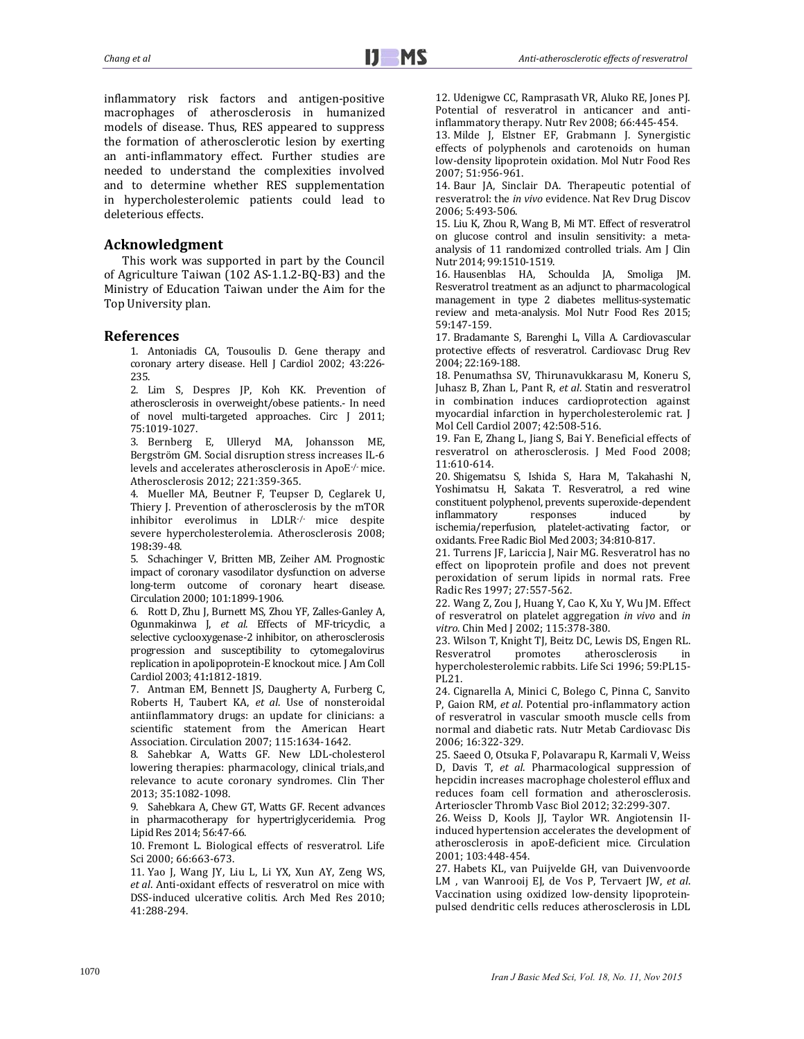inflammatory risk factors and antigen-positive macrophages of atherosclerosis in humanized models of disease. Thus, RES appeared to suppress the formation of atherosclerotic lesion by exerting an anti-inflammatory effect. Further studies are needed to understand the complexities involved and to determine whether RES supplementation in hypercholesterolemic patients could lead to deleterious effects.

## Acknowledgment

This work was supported in part by the Council of Agriculture Taiwan (102 AS-1.1.2-BQ-B3) and the Ministry of Education Taiwan under the Aim for the Top University plan.

## References

1. Antoniadis CA, Tousoulis D. Gene therapy and coronary artery disease. Hell J Cardiol 2002; 43:226-235.
2. Lim S, Despres JP, Koh KK. Prevention of atherosclerosis in overweight/obese patients.- In need of novel multi-targeted approaches. Circ J 2011; 75:1019-1027.
3. Bernberg E, Ulleryd MA, Johansson ME, Bergström GM. Social disruption stress increases IL-6 levels and accelerates atherosclerosis in ApoE$^{-/-}$ mice. Atherosclerosis 2012; 221:359-365.
4. Mueller MA, Beutner F, Teupser D, Ceglarek U, Thiery J. Prevention of atherosclerosis by the mTOR inhibitor everolimus in LDLR$^{-/-}$ mice despite severe hypercholesterolemia. Atherosclerosis 2008; 198:39-48.
5. Schachinger V, Britten MB, Zeiher AM. Prognostic impact of coronary vasodilator dysfunction on adverse long-term outcome of coronary heart disease. Circulation 2000; 101:1899-1906.
6. Rott D, Zhu J, Burnett MS, Zhou YF, Zalles-Ganley A, Ogunmakinwa J, *et al*. Effects of MF-tricyclic, a selective cyclooxygenase-2 inhibitor, on atherosclerosis progression and susceptibility to cytomegalovirus replication in apolipoprotein-E knockout mice. J Am Coll Cardiol 2003; 41:1812-1819.
7. Antman EM, Bennett JS, Daugherty A, Furberg C, Roberts H, Taubert KA, *et al*. Use of nonsteroidal antiinflammatory drugs: an update for clinicians: a scientific statement from the American Heart Association. Circulation 2007; 115:1634-1642.
8. Sahebkar A, Watts GF. New LDL-cholesterol lowering therapies: pharmacology, clinical trials,and relevance to acute coronary syndromes. Clin Ther 2013; 35:1082-1098.
9. Sahebkara A, Chew GT, Watts GF. Recent advances in pharmacotherapy for hypertriglyceridemia. Prog Lipid Res 2014; 56:47-66.
10. Fremont L. Biological effects of resveratrol. Life Sci 2000; 66:663-673.
11. Yao J, Wang JY, Liu L, Li YX, Xun AY, Zeng WS, *et al*. Anti-oxidant effects of resveratrol on mice with DSS-induced ulcerative colitis. Arch Med Res 2010; 41:288-294.
12. Udenigwe CC, Ramprasath VR, Aluko RE, Jones PJ. Potential of resveratrol in anticancer and anti-inflammatory therapy. Nutr Rev 2008; 66:445-454.
13. Milde J, Elstner EF, Grabmann J. Synergistic effects of polyphenols and carotenoids on human low-density lipoprotein oxidation. Mol Nutr Food Res 2007; 51:956-961.
14. Baur JA, Sinclair DA. Therapeutic potential of resveratrol: the *in vivo* evidence. Nat Rev Drug Discov 2006; 5:493-506.
15. Liu K, Zhou R, Wang B, Mi MT. Effect of resveratrol on glucose control and insulin sensitivity: a meta-analysis of 11 randomized controlled trials. Am J Clin Nutr 2014; 99:1510-1519.
16. Hausenblas HA, Schoulda JA, Smoliga JM. Resveratrol treatment as an adjunct to pharmacological management in type 2 diabetes mellitus-systematic review and meta-analysis. Mol Nutr Food Res 2015; 59:147-159.
17. Bradamante S, Barenghi L, Villa A. Cardiovascular protective effects of resveratrol. Cardiovasc Drug Rev 2004; 22:169-188.
18. Penumathsa SV, Thirunavukkarasu M, Koneru S, Juhasz B, Zhan L, Pant R, *et al*. Statin and resveratrol in combination induces cardioprotection against myocardial infarction in hypercholesterolemic rat. J Mol Cell Cardiol 2007; 42:508-516.
19. Fan E, Zhang L, Jiang S, Bai Y. Beneficial effects of resveratrol on atherosclerosis. J Med Food 2008; 11:610-614.
20. Shigematsu S, Ishida S, Hara M, Takahashi N, Yoshimatsu H, Sakata T. Resveratrol, a red wine constituent polyphenol, prevents superoxide-dependent inflammatory responses induced by ischemia/reperfusion, platelet-activating factor, or oxidants. Free Radic Biol Med 2003; 34:810-817.
21. Turrens JF, Lariccia J, Nair MG. Resveratrol has no effect on lipoprotein profile and does not prevent peroxidation of serum lipids in normal rats. Free Radic Res 1997; 27:557-562.
22. Wang Z, Zou J, Huang Y, Cao K, Xu Y, Wu JM. Effect of resveratrol on platelet aggregation *in vivo* and *in vitro*. Chin Med J 2002; 115:378-380.
23. Wilson T, Knight TJ, Beitz DC, Lewis DS, Engen RL. Resveratrol promotes atherosclerosis in hypercholesterolemic rabbits. Life Sci 1996; 59:PL15-PL21.
24. Cignarella A, Minici C, Bolego C, Pinna C, Sanvito P, Gaion RM, *et al*. Potential pro-inflammatory action of resveratrol in vascular smooth muscle cells from normal and diabetic rats. Nutr Metab Cardiovasc Dis 2006; 16:322-329.
25. Saeed O, Otsuka F, Polavarapu R, Karmali V, Weiss D, Davis T, *et al*. Pharmacological suppression of hepcidin increases macrophage cholesterol efflux and reduces foam cell formation and atherosclerosis. Arterioscler Thromb Vasc Biol 2012; 32:299-307.
26. Weiss D, Kools JJ, Taylor WR. Angiotensin II-induced hypertension accelerates the development of atherosclerosis in apoE-deficient mice. Circulation 2001; 103:448-454.
27. Habets KL, van Puijvelde GH, van Duivenvoorde LM , van Wanrooij EJ, de Vos P, Tervaert JW, *et al*. Vaccination using oxidized low-density lipoprotein-pulsed dendritic cells reduces atherosclerosis in LDL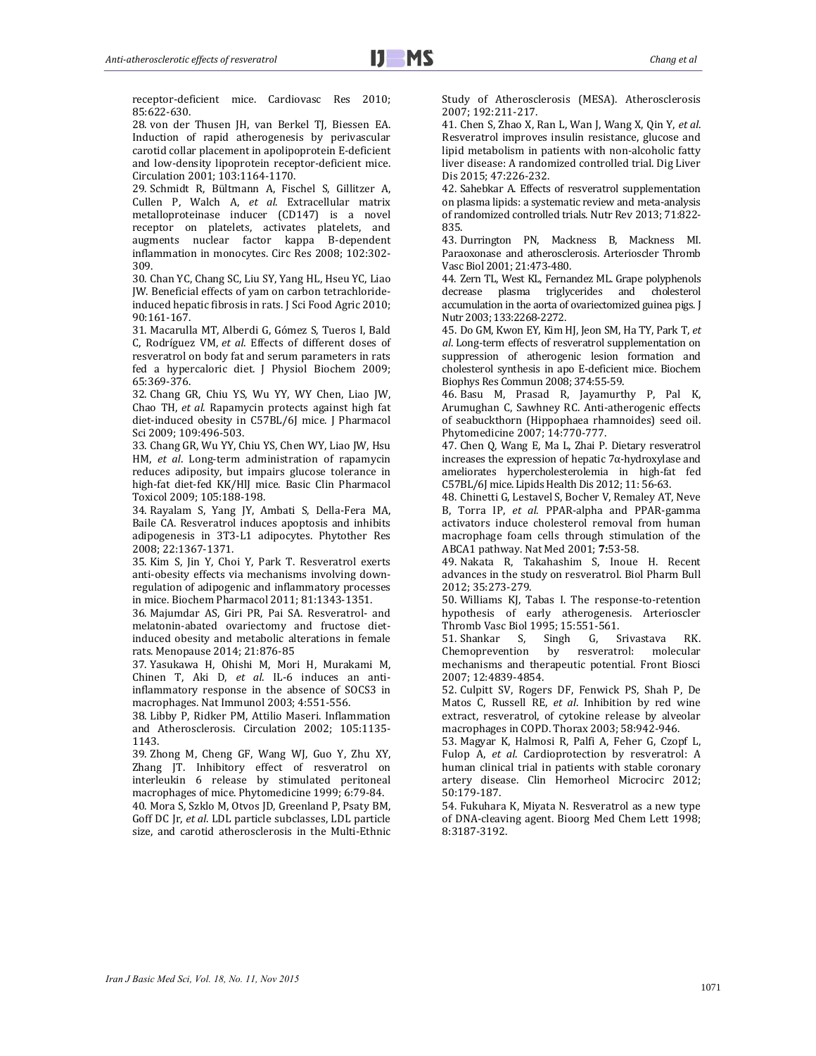receptor-deficient mice. Cardiovasc Res 2010; 85:622-630.

28. von der Thusen JH, van Berkel TJ, Biessen EA. Induction of rapid atherogenesis by perivascular carotid collar placement in apolipoprotein E-deficient and low-density lipoprotein receptor-deficient mice. Circulation 2001; 103:1164-1170.

29. Schmidt R, Bültmann A, Fischel S, Gillitzer A, Cullen P, Walch A, *et al*. Extracellular matrix metalloproteinase inducer (CD147) is a novel receptor on platelets, activates platelets, and augments nuclear factor kappa B-dependent inflammation in monocytes. Circ Res 2008; 102:302-309.

30. Chan YC, Chang SC, Liu SY, Yang HL, Hseu YC, Liao JW. Beneficial effects of yam on carbon tetrachloride-induced hepatic fibrosis in rats. J Sci Food Agric 2010; 90:161-167.

31. Macarulla MT, Alberdi G, Gómez S, Tueros I, Bald C, Rodríguez VM, *et al*. Effects of different doses of resveratrol on body fat and serum parameters in rats fed a hypercaloric diet. J Physiol Biochem 2009; 65:369-376.

32. Chang GR, Chiu YS, Wu YY, WY Chen, Liao JW, Chao TH, *et al*. Rapamycin protects against high fat diet-induced obesity in C57BL/6J mice. J Pharmacol Sci 2009; 109:496-503.

33. Chang GR, Wu YY, Chiu YS, Chen WY, Liao JW, Hsu HM, *et al*. Long-term administration of rapamycin reduces adiposity, but impairs glucose tolerance in high-fat diet-fed KK/HlJ mice. Basic Clin Pharmacol Toxicol 2009; 105:188-198.

34. Rayalam S, Yang JY, Ambati S, Della-Fera MA, Baile CA. Resveratrol induces apoptosis and inhibits adipogenesis in 3T3-L1 adipocytes. Phytother Res 2008; 22:1367-1371.

35. Kim S, Jin Y, Choi Y, Park T. Resveratrol exerts anti-obesity effects via mechanisms involving down-regulation of adipogenic and inflammatory processes in mice. Biochem Pharmacol 2011; 81:1343-1351.

36. Majumdar AS, Giri PR, Pai SA. Resveratrol- and melatonin-abated ovariectomy and fructose diet-induced obesity and metabolic alterations in female rats. Menopause 2014; 21:876-85

37. Yasukawa H, Ohishi M, Mori H, Murakami M, Chinen T, Aki D, *et al*. IL-6 induces an anti-inflammatory response in the absence of SOCS3 in macrophages. Nat Immunol 2003; 4:551-556.

38. Libby P, Ridker PM, Attilio Maseri. Inflammation and Atherosclerosis. Circulation 2002; 105:1135-1143.

39. Zhong M, Cheng GF, Wang WJ, Guo Y, Zhu XY, Zhang JT. Inhibitory effect of resveratrol on interleukin 6 release by stimulated peritoneal macrophages of mice. Phytomedicine 1999; 6:79-84.

40. Mora S, Szklo M, Otvos JD, Greenland P, Psaty BM, Goff DC Jr, *et al*. LDL particle subclasses, LDL particle size, and carotid atherosclerosis in the Multi-Ethnic Study of Atherosclerosis (MESA). Atherosclerosis 2007; 192:211-217.

41. Chen S, Zhao X, Ran L, Wan J, Wang X, Qin Y, *et al*. Resveratrol improves insulin resistance, glucose and lipid metabolism in patients with non-alcoholic fatty liver disease: A randomized controlled trial. Dig Liver Dis 2015; 47:226-232.

42. Sahebkar A. Effects of resveratrol supplementation on plasma lipids: a systematic review and meta-analysis of randomized controlled trials. Nutr Rev 2013; 71:822-835.

43. Durrington PN, Mackness B, Mackness MI. Paraoxonase and atherosclerosis. Arterioscler Thromb Vasc Biol 2001; 21:473-480.

44. Zern TL, West KL, Fernandez ML. Grape polyphenols decrease plasma triglycerides and cholesterol accumulation in the aorta of ovariectomized guinea pigs. J Nutr 2003; 133:2268-2272.

45. Do GM, Kwon EY, Kim HJ, Jeon SM, Ha TY, Park T, *et al*. Long-term effects of resveratrol supplementation on suppression of atherogenic lesion formation and cholesterol synthesis in apo E-deficient mice. Biochem Biophys Res Commun 2008; 374:55-59.

46. Basu M, Prasad R, Jayamurthy P, Pal K, Arumughan C, Sawhney RC. Anti-atherogenic effects of seabuckthorn (Hippophaea rhamnoides) seed oil. Phytomedicine 2007; 14:770-777.

47. Chen Q, Wang E, Ma L, Zhai P. Dietary resveratrol increases the expression of hepatic 7α-hydroxylase and ameliorates hypercholesterolemia in high-fat fed C57BL/6J mice. Lipids Health Dis 2012; 11: 56-63.

48. Chinetti G, Lestavel S, Bocher V, Remaley AT, Neve B, Torra IP, *et al*. PPAR-alpha and PPAR-gamma activators induce cholesterol removal from human macrophage foam cells through stimulation of the ABCA1 pathway. Nat Med 2001; **7:**53-58.

49. Nakata R, Takahashim S, Inoue H. Recent advances in the study on resveratrol. Biol Pharm Bull 2012; 35:273-279.

50. Williams KJ, Tabas I. The response-to-retention hypothesis of early atherogenesis. Arterioscler Thromb Vasc Biol 1995; 15:551-561.

51. Shankar S, Singh G, Srivastava RK. Chemoprevention by resveratrol: molecular mechanisms and therapeutic potential. Front Biosci 2007; 12:4839-4854.

52. Culpitt SV, Rogers DF, Fenwick PS, Shah P, De Matos C, Russell RE, *et al*. Inhibition by red wine extract, resveratrol, of cytokine release by alveolar macrophages in COPD. Thorax 2003; 58:942-946.

53. Magyar K, Halmosi R, Palfi A, Feher G, Czopf L, Fulop A, *et al*. Cardioprotection by resveratrol: A human clinical trial in patients with stable coronary artery disease. Clin Hemorheol Microcirc 2012; 50:179-187.

54. Fukuhara K, Miyata N. Resveratrol as a new type of DNA-cleaving agent. Bioorg Med Chem Lett 1998; 8:3187-3192.